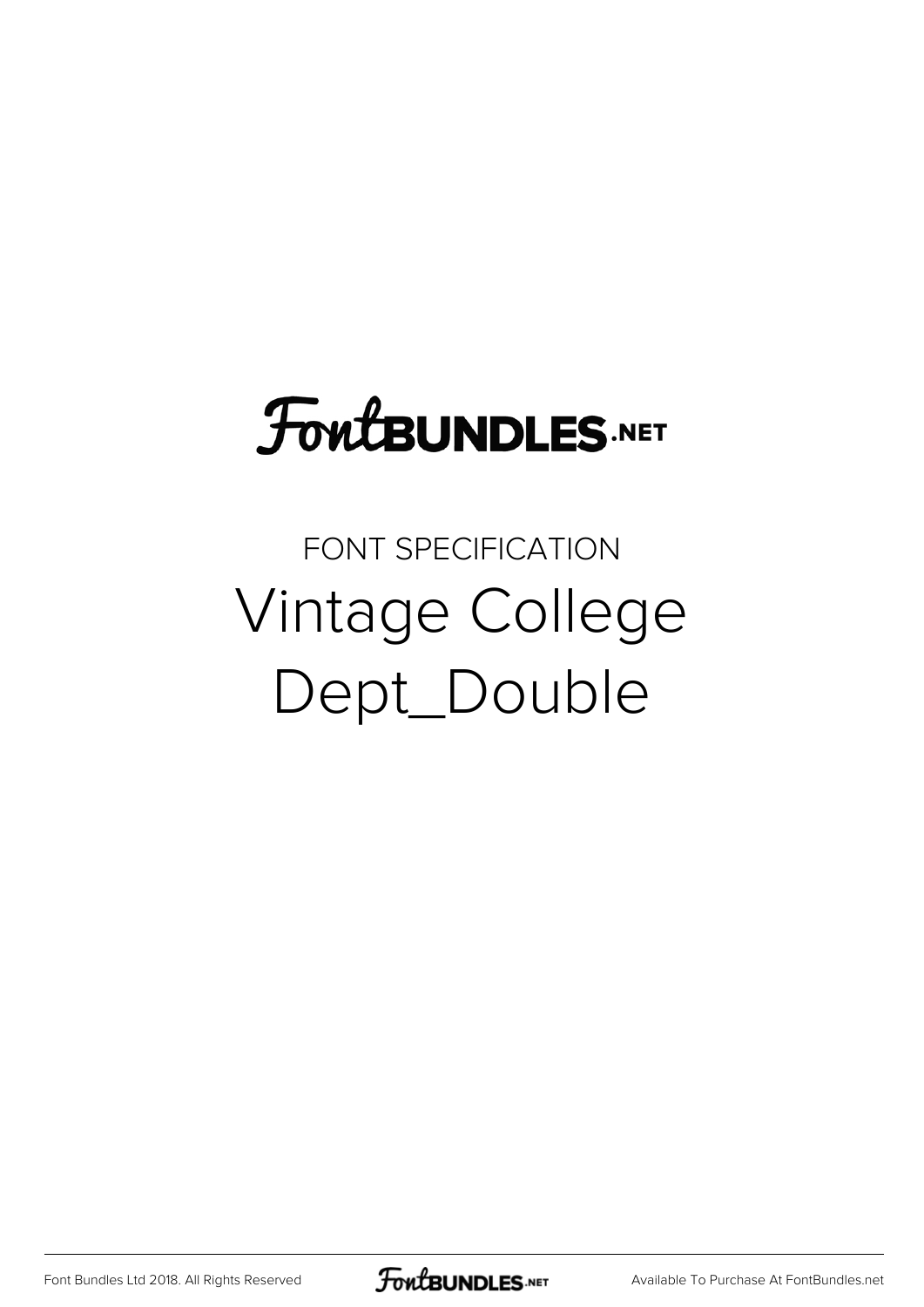FontBUNDLES.NET

FONT SPECIFICATION

# Vintage College Dept_Double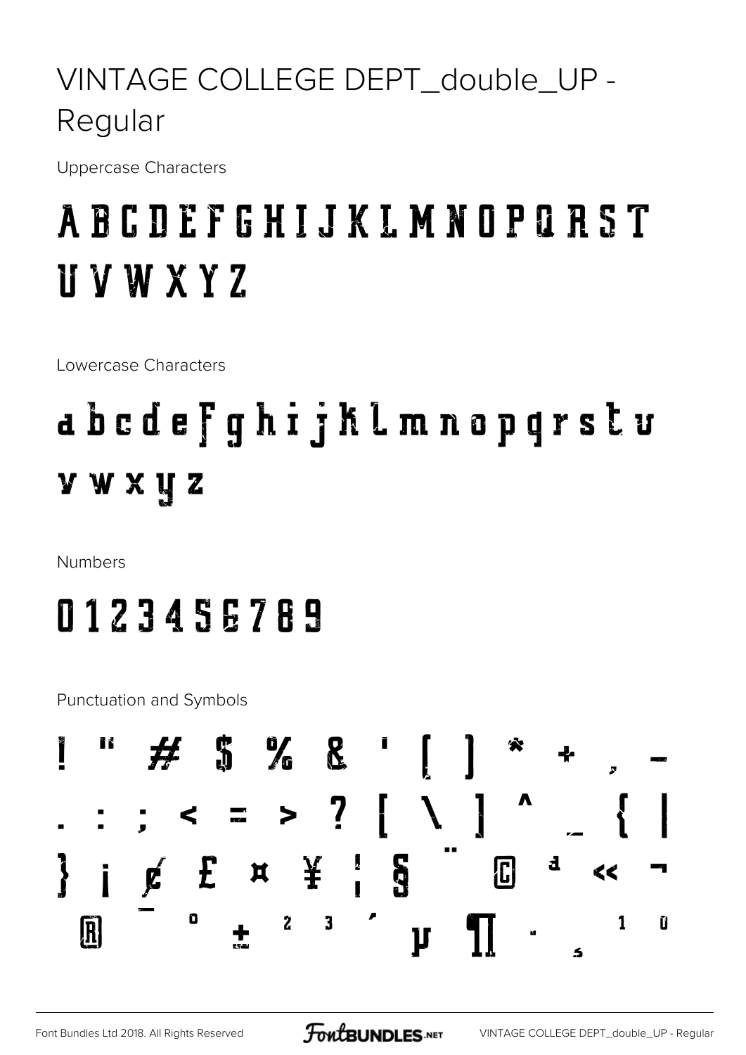# VINTAGE COLLEGE DEPT_double_UP - Regular

Uppercase Characters

A B C D E F G H I J K L M N O P Q R S T U V W X Y Z

Lowercase Characters

a b c d e f g h i j k l m n o p q r s t u v w x y z

Numbers

0 1 2 3 4 5 6 7 8 9

Punctuation and Symbols

! " # $ % & ' ( ) * + , -
. : ; < = > ? [ \ ] ^ _ { |
} ¡ ¢ £ ¤ ¥ ¦ § ¨ © ª « ¬
® ¯ ° ± ² ³ ´ µ ¶ · ¸ ¹ º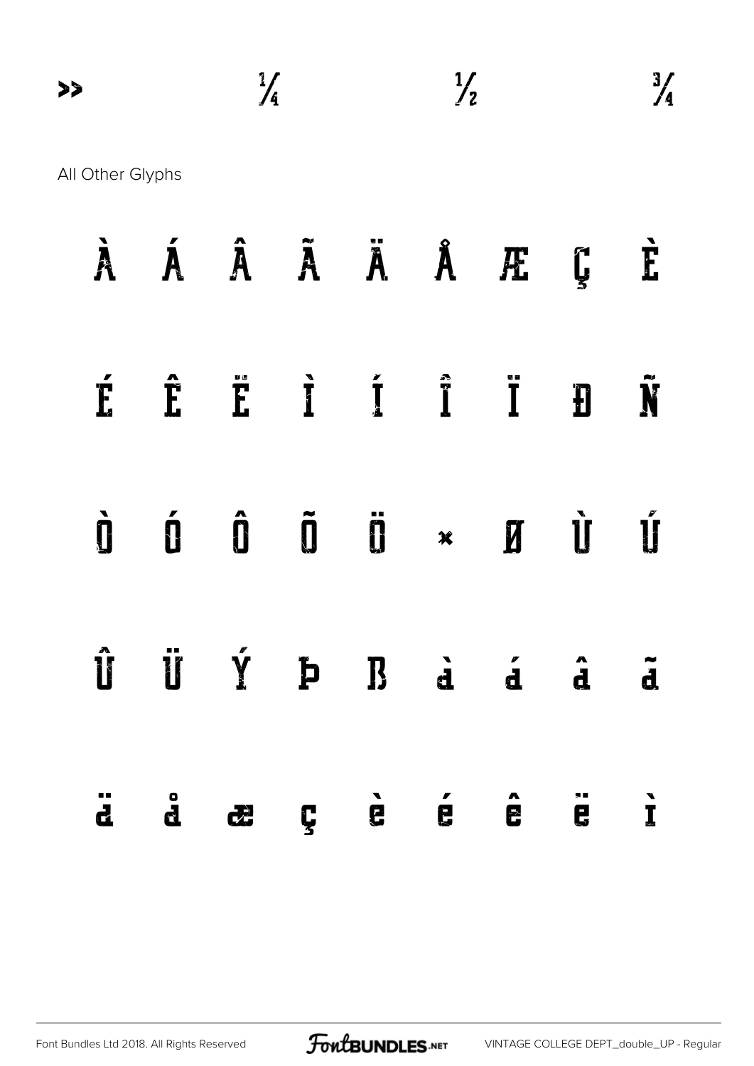» ¼ ½ ¾

All Other Glyphs

À Á Â Ã Ä Å Æ Ç È

É Ê Ë Ì Í Î Ï Ð Ñ

Ò Ó Ô Õ Ö × Ø Ù Ú

Û Ü Ý Þ ß à á â ã

ä å æ ç è é ê ë ì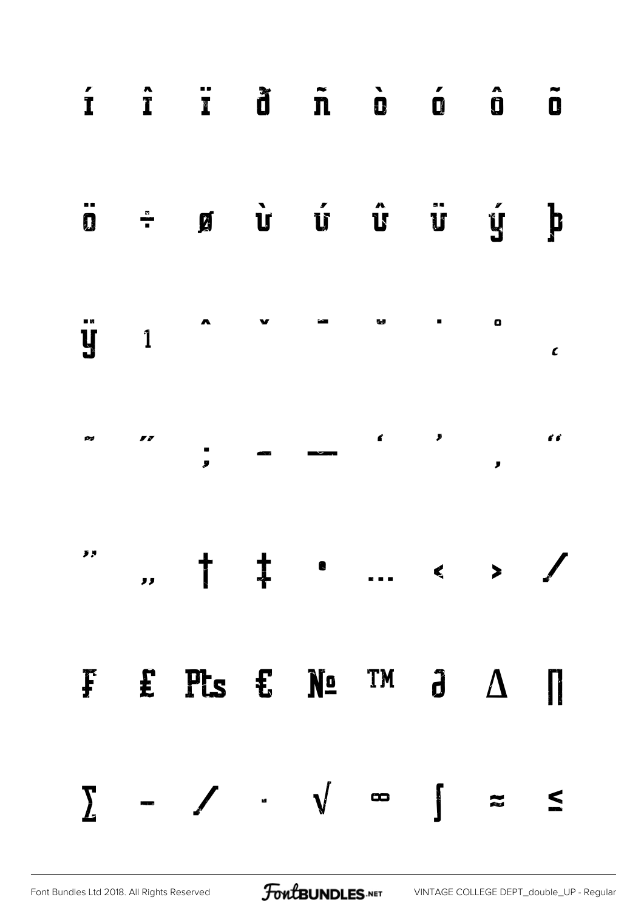í î ï ð ñ ò ó ô õ

ö ÷ ø ù ú û ü ý þ

ÿ ı ˆ ˇ ¯ ˘ ˙ ˚ ¸

˜ ˝ ; – — ‘ ’ ‚ “

” „ † ‡ • … ‹ › ⁄

₣ ₤ ₧ € № ™ ∂ ∆ ∏

∑ − ∕ ∙ √ ∞ ∫ ≈ ≤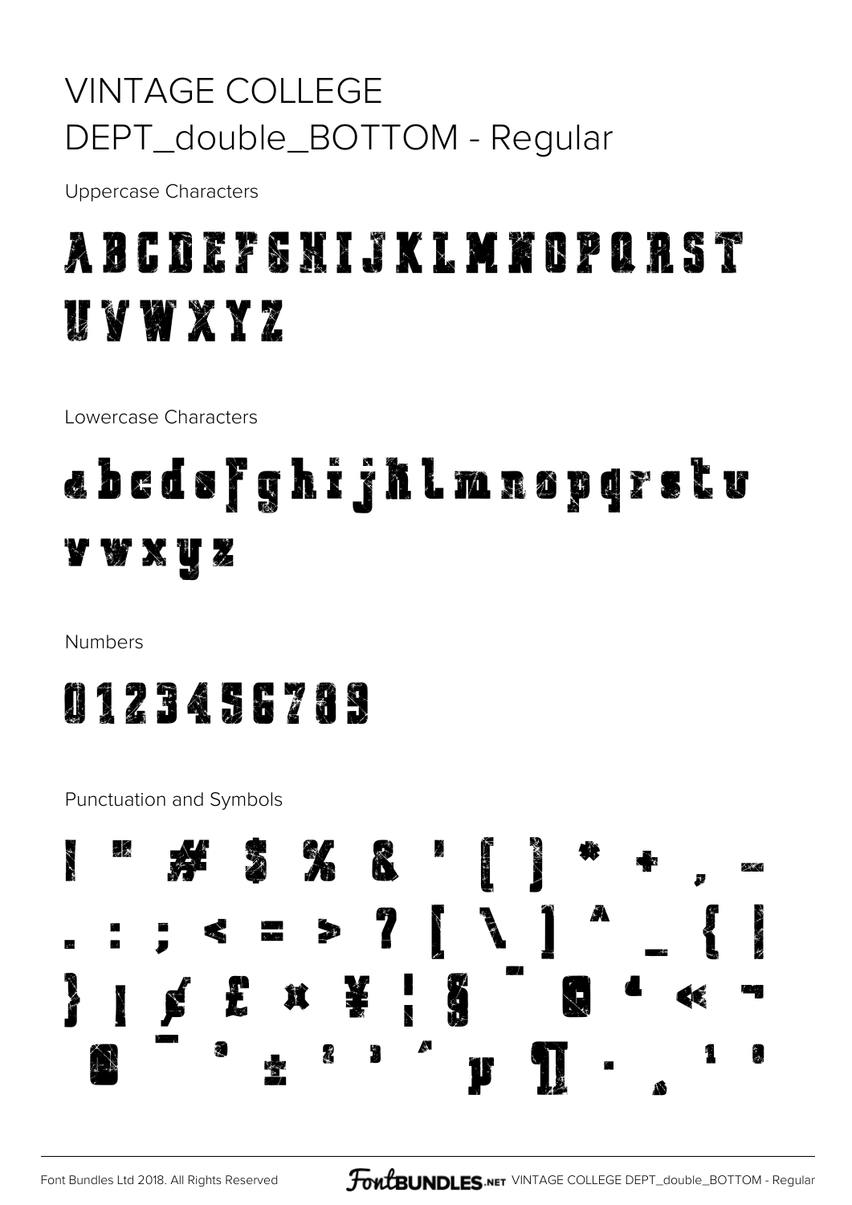# VINTAGE COLLEGE DEPT_double_BOTTOM - Regular

Uppercase Characters

ABCDEFGHIJKLMNOPQRST UVWXYZ

Lowercase Characters

abcdefghijklmnopqrstu vwxyz

Numbers

0123456789

Punctuation and Symbols

! " # $ % & ' ( ) * + , - . : ; < = > ? [ \ ] ^ _ { | } ¡ ¢ £ ¤ ¥ ¦ § ¨ © ª « ¬ ® ¯ ° ± ² ³ ´ µ ¶ · ¸ ¹ º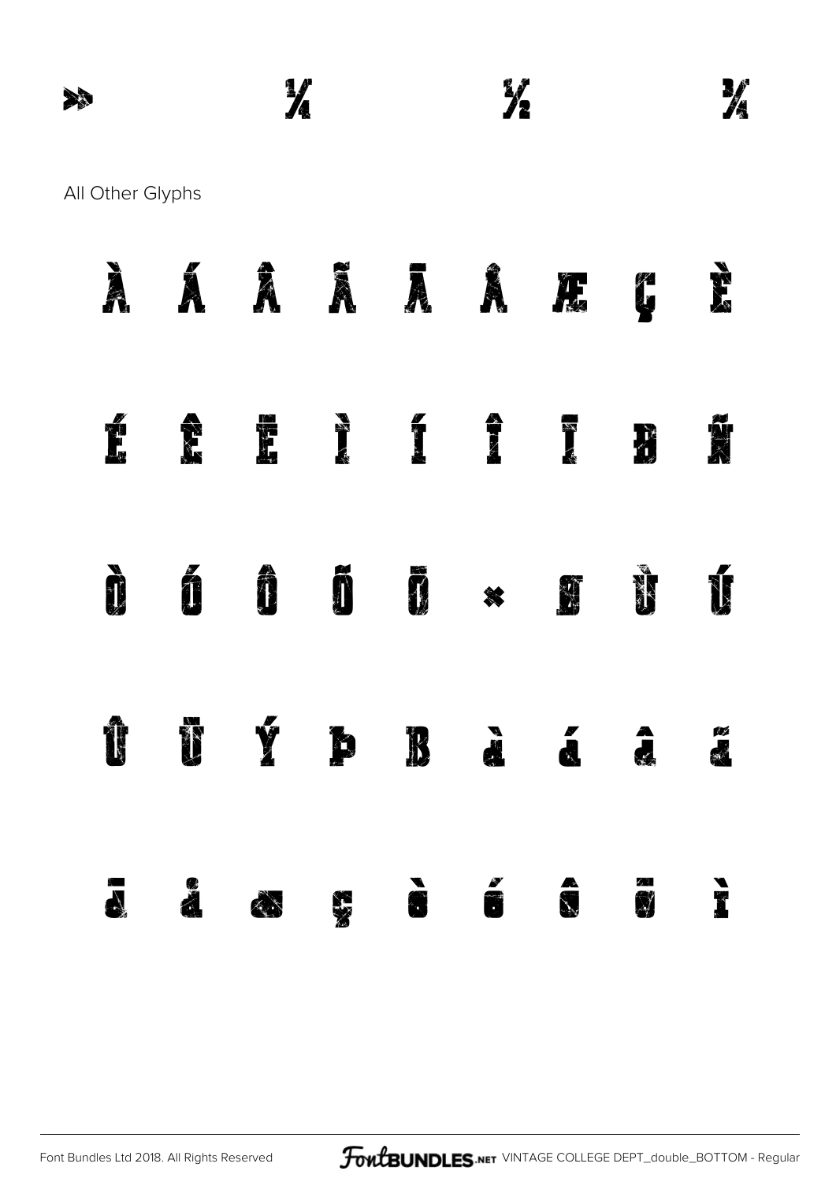» ¼ ½ ¾

All Other Glyphs

À Á Â Ã Ä Å Æ Ç È

É Ê Ë Ì Í Î Ï Ð Ñ

Ò Ó Ô Õ Ö × Ø Ù Ú

Û Ü Ý Þ ß à á â ã

ä å æ ç è é ê ë ì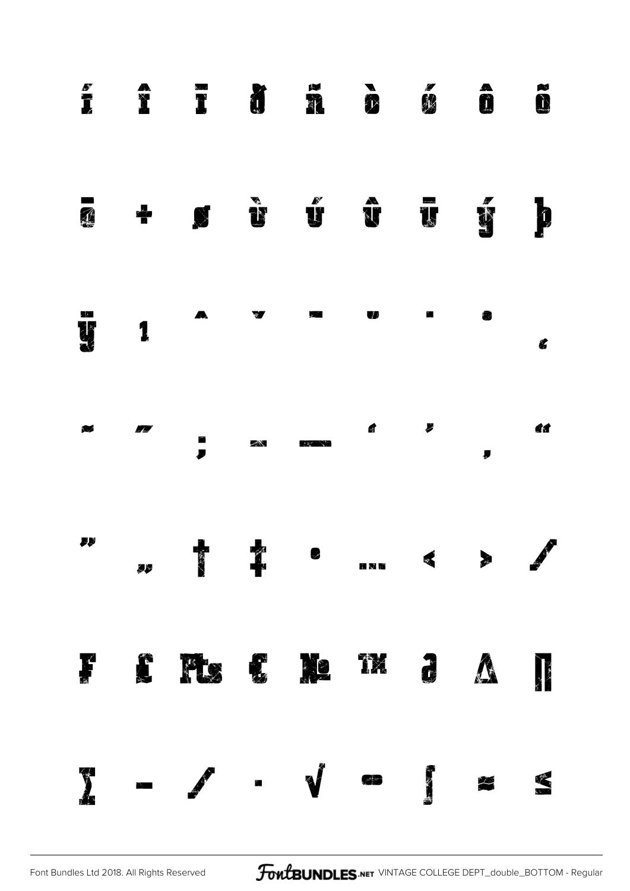í î ï ð ñ ò ó ô õ

ö ÷ ø ù ú û ü ý þ

ÿ ı ˆ ˇ ¯ ˘ ˙ ˚ ¸

˜ ˝ ; – — ‘ ’ ‚ “

” „ † ‡ • … ‹ › ⁄

₣ ₤ ₧ € № ™ ∂ ∆ ∏

∑ − ∕ ∙ √ ∞ ∫ ≈ ≤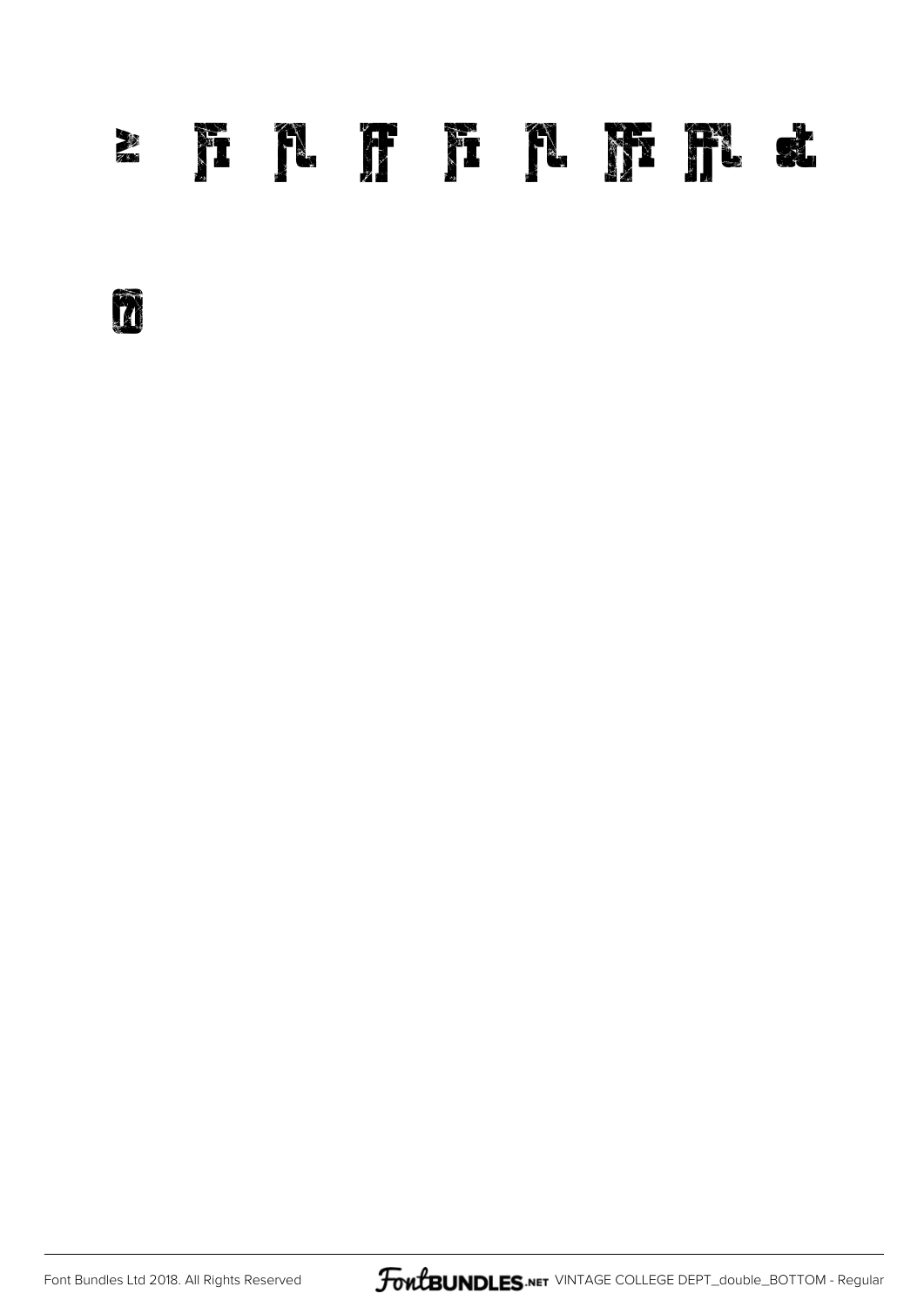≥ fi fl ff fi fl ffi ffl st

[?]